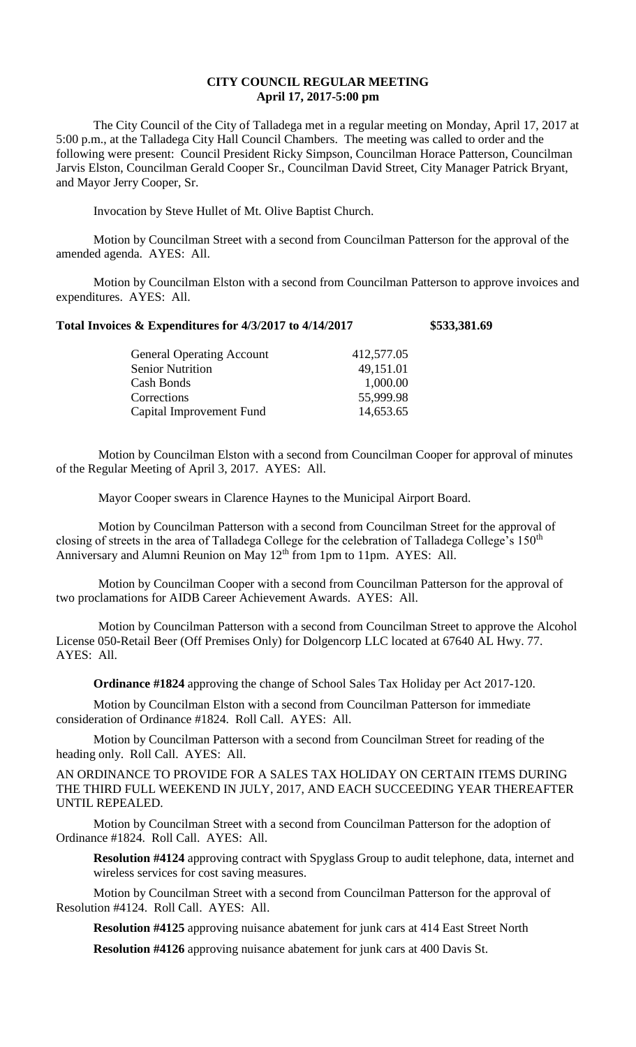# CITY COUNCIL REGULAR MEETING
## April 17, 2017-5:00 pm

The City Council of the City of Talladega met in a regular meeting on Monday, April 17, 2017 at 5:00 p.m., at the Talladega City Hall Council Chambers. The meeting was called to order and the following were present: Council President Ricky Simpson, Councilman Horace Patterson, Councilman Jarvis Elston, Councilman Gerald Cooper Sr., Councilman David Street, City Manager Patrick Bryant, and Mayor Jerry Cooper, Sr.

Invocation by Steve Hullet of Mt. Olive Baptist Church.

Motion by Councilman Street with a second from Councilman Patterson for the approval of the amended agenda. AYES: All.

Motion by Councilman Elston with a second from Councilman Patterson to approve invoices and expenditures. AYES: All.

**Total Invoices & Expenditures for 4/3/2017 to 4/14/2017 $533,381.69**

| | |
|---|---|
| General Operating Account | 412,577.05 |
| Senior Nutrition | 49,151.01 |
| Cash Bonds | 1,000.00 |
| Corrections | 55,999.98 |
| Capital Improvement Fund | 14,653.65 |

Motion by Councilman Elston with a second from Councilman Cooper for approval of minutes of the Regular Meeting of April 3, 2017. AYES: All.

Mayor Cooper swears in Clarence Haynes to the Municipal Airport Board.

Motion by Councilman Patterson with a second from Councilman Street for the approval of closing of streets in the area of Talladega College for the celebration of Talladega College's 150th Anniversary and Alumni Reunion on May 12th from 1pm to 11pm. AYES: All.

Motion by Councilman Cooper with a second from Councilman Patterson for the approval of two proclamations for AIDB Career Achievement Awards. AYES: All.

Motion by Councilman Patterson with a second from Councilman Street to approve the Alcohol License 050-Retail Beer (Off Premises Only) for Dolgencorp LLC located at 67640 AL Hwy. 77. AYES: All.

**Ordinance #1824** approving the change of School Sales Tax Holiday per Act 2017-120.

Motion by Councilman Elston with a second from Councilman Patterson for immediate consideration of Ordinance #1824. Roll Call. AYES: All.

Motion by Councilman Patterson with a second from Councilman Street for reading of the heading only. Roll Call. AYES: All.

AN ORDINANCE TO PROVIDE FOR A SALES TAX HOLIDAY ON CERTAIN ITEMS DURING THE THIRD FULL WEEKEND IN JULY, 2017, AND EACH SUCCEEDING YEAR THEREAFTER UNTIL REPEALED.

Motion by Councilman Street with a second from Councilman Patterson for the adoption of Ordinance #1824. Roll Call. AYES: All.

**Resolution #4124** approving contract with Spyglass Group to audit telephone, data, internet and wireless services for cost saving measures.

Motion by Councilman Street with a second from Councilman Patterson for the approval of Resolution #4124. Roll Call. AYES: All.

**Resolution #4125** approving nuisance abatement for junk cars at 414 East Street North

**Resolution #4126** approving nuisance abatement for junk cars at 400 Davis St.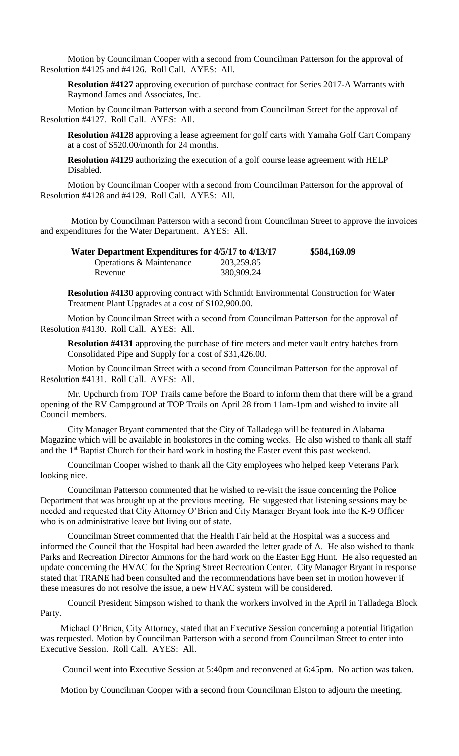Motion by Councilman Cooper with a second from Councilman Patterson for the approval of Resolution #4125 and #4126. Roll Call. AYES: All.

**Resolution #4127** approving execution of purchase contract for Series 2017-A Warrants with Raymond James and Associates, Inc.

Motion by Councilman Patterson with a second from Councilman Street for the approval of Resolution #4127. Roll Call. AYES: All.

**Resolution #4128** approving a lease agreement for golf carts with Yamaha Golf Cart Company at a cost of $520.00/month for 24 months.

**Resolution #4129** authorizing the execution of a golf course lease agreement with HELP Disabled.

Motion by Councilman Cooper with a second from Councilman Patterson for the approval of Resolution #4128 and #4129. Roll Call. AYES: All.

Motion by Councilman Patterson with a second from Councilman Street to approve the invoices and expenditures for the Water Department. AYES: All.

| **Water Department Expenditures for 4/5/17 to 4/13/17** | | **$584,169.09** |
|---|---|---|
| Operations & Maintenance | 203,259.85 | |
| Revenue | 380,909.24 | |

**Resolution #4130** approving contract with Schmidt Environmental Construction for Water Treatment Plant Upgrades at a cost of $102,900.00.

Motion by Councilman Street with a second from Councilman Patterson for the approval of Resolution #4130. Roll Call. AYES: All.

**Resolution #4131** approving the purchase of fire meters and meter vault entry hatches from Consolidated Pipe and Supply for a cost of $31,426.00.

Motion by Councilman Street with a second from Councilman Patterson for the approval of Resolution #4131. Roll Call. AYES: All.

Mr. Upchurch from TOP Trails came before the Board to inform them that there will be a grand opening of the RV Campground at TOP Trails on April 28 from 11am-1pm and wished to invite all Council members.

City Manager Bryant commented that the City of Talladega will be featured in Alabama Magazine which will be available in bookstores in the coming weeks. He also wished to thank all staff and the 1st Baptist Church for their hard work in hosting the Easter event this past weekend.

Councilman Cooper wished to thank all the City employees who helped keep Veterans Park looking nice.

Councilman Patterson commented that he wished to re-visit the issue concerning the Police Department that was brought up at the previous meeting. He suggested that listening sessions may be needed and requested that City Attorney O'Brien and City Manager Bryant look into the K-9 Officer who is on administrative leave but living out of state.

Councilman Street commented that the Health Fair held at the Hospital was a success and informed the Council that the Hospital had been awarded the letter grade of A. He also wished to thank Parks and Recreation Director Ammons for the hard work on the Easter Egg Hunt. He also requested an update concerning the HVAC for the Spring Street Recreation Center. City Manager Bryant in response stated that TRANE had been consulted and the recommendations have been set in motion however if these measures do not resolve the issue, a new HVAC system will be considered.

Council President Simpson wished to thank the workers involved in the April in Talladega Block Party.

Michael O'Brien, City Attorney, stated that an Executive Session concerning a potential litigation was requested. Motion by Councilman Patterson with a second from Councilman Street to enter into Executive Session. Roll Call. AYES: All.

Council went into Executive Session at 5:40pm and reconvened at 6:45pm. No action was taken.

Motion by Councilman Cooper with a second from Councilman Elston to adjourn the meeting.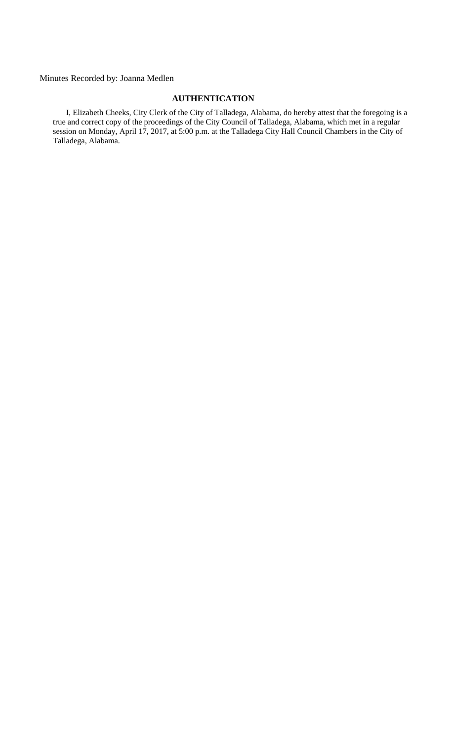Minutes Recorded by: Joanna Medlen

## AUTHENTICATION

I, Elizabeth Cheeks, City Clerk of the City of Talladega, Alabama, do hereby attest that the foregoing is a true and correct copy of the proceedings of the City Council of Talladega, Alabama, which met in a regular session on Monday, April 17, 2017, at 5:00 p.m. at the Talladega City Hall Council Chambers in the City of Talladega, Alabama.